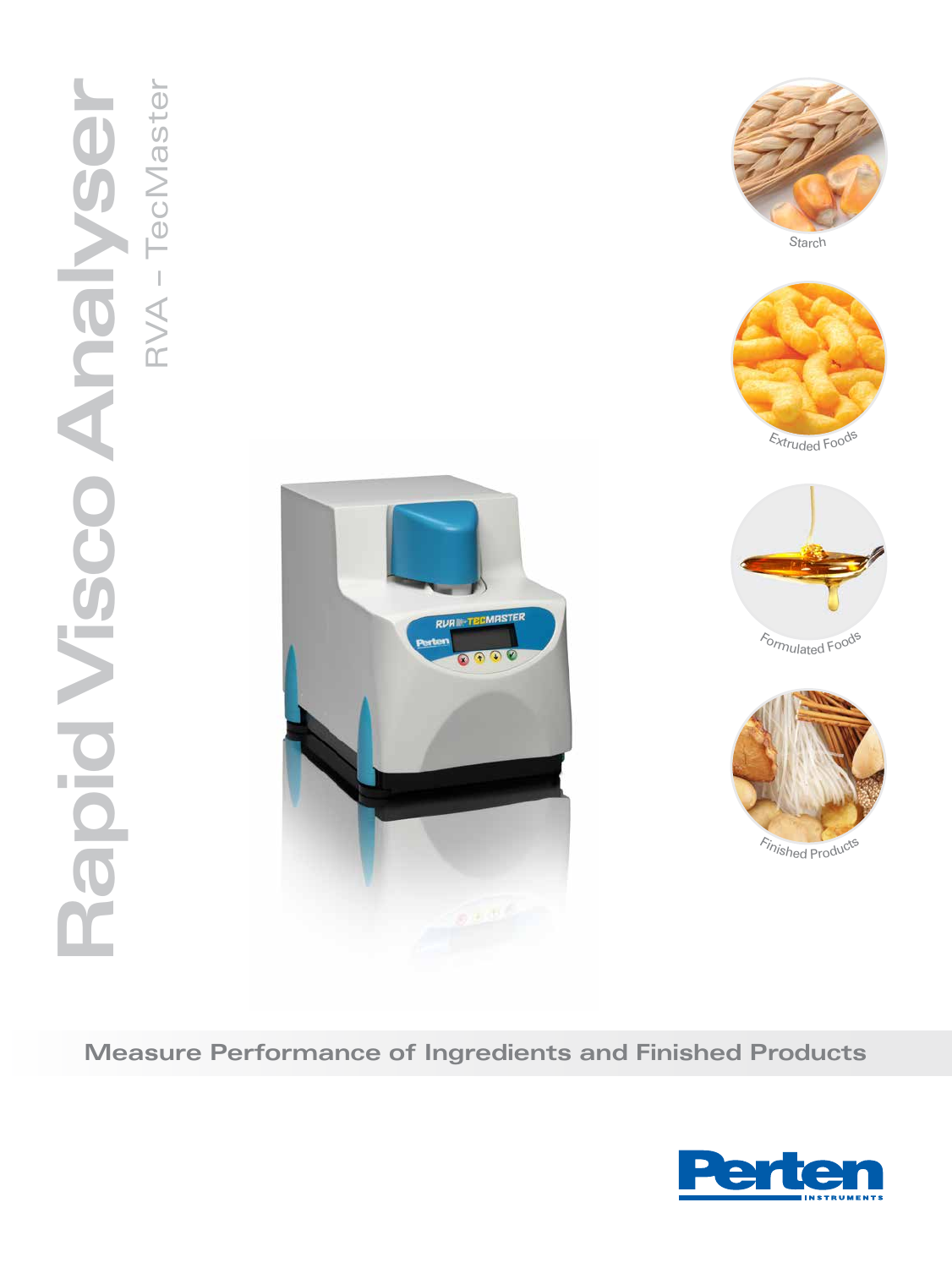# Rapid Visco Analyser

## RVA – TecMaster

Starch

Extruded Foods

Formulated Foods

Finished Products

**Measure Performance of Ingredients and Finished Products**

Perten INSTRUMENTS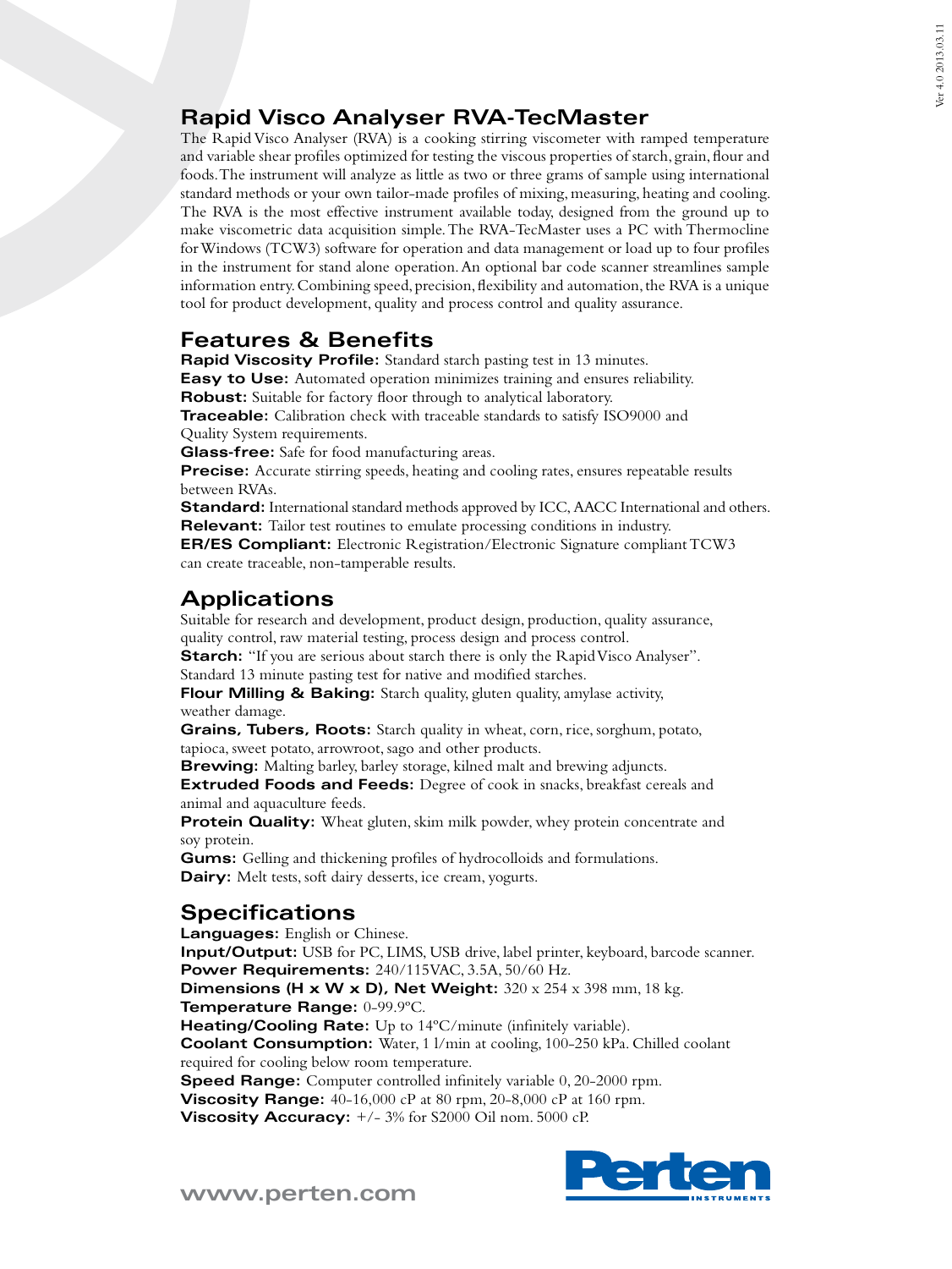# Rapid Visco Analyser RVA-TecMaster

The Rapid Visco Analyser (RVA) is a cooking stirring viscometer with ramped temperature and variable shear profiles optimized for testing the viscous properties of starch, grain, flour and foods. The instrument will analyze as little as two or three grams of sample using international standard methods or your own tailor-made profiles of mixing, measuring, heating and cooling. The RVA is the most effective instrument available today, designed from the ground up to make viscometric data acquisition simple. The RVA-TecMaster uses a PC with Thermocline for Windows (TCW3) software for operation and data management or load up to four profiles in the instrument for stand alone operation. An optional bar code scanner streamlines sample information entry. Combining speed, precision, flexibility and automation, the RVA is a unique tool for product development, quality and process control and quality assurance.

## Features & Benefits

**Rapid Viscosity Profile:** Standard starch pasting test in 13 minutes.
**Easy to Use:** Automated operation minimizes training and ensures reliability.
**Robust:** Suitable for factory floor through to analytical laboratory.
**Traceable:** Calibration check with traceable standards to satisfy ISO9000 and Quality System requirements.
**Glass-free:** Safe for food manufacturing areas.
**Precise:** Accurate stirring speeds, heating and cooling rates, ensures repeatable results between RVAs.
**Standard:** International standard methods approved by ICC, AACC International and others.
**Relevant:** Tailor test routines to emulate processing conditions in industry.
**ER/ES Compliant:** Electronic Registration/Electronic Signature compliant TCW3 can create traceable, non-tamperable results.

## Applications

Suitable for research and development, product design, production, quality assurance, quality control, raw material testing, process design and process control.
**Starch:** "If you are serious about starch there is only the Rapid Visco Analyser". Standard 13 minute pasting test for native and modified starches.
**Flour Milling & Baking:** Starch quality, gluten quality, amylase activity, weather damage.
**Grains, Tubers, Roots:** Starch quality in wheat, corn, rice, sorghum, potato, tapioca, sweet potato, arrowroot, sago and other products.
**Brewing:** Malting barley, barley storage, kilned malt and brewing adjuncts.
**Extruded Foods and Feeds:** Degree of cook in snacks, breakfast cereals and animal and aquaculture feeds.
**Protein Quality:** Wheat gluten, skim milk powder, whey protein concentrate and soy protein.
**Gums:** Gelling and thickening profiles of hydrocolloids and formulations.
**Dairy:** Melt tests, soft dairy desserts, ice cream, yogurts.

## Specifications

**Languages:** English or Chinese.
**Input/Output:** USB for PC, LIMS, USB drive, label printer, keyboard, barcode scanner.
**Power Requirements:** 240/115VAC, 3.5A, 50/60 Hz.
**Dimensions (H x W x D), Net Weight:** 320 x 254 x 398 mm, 18 kg.
**Temperature Range:** 0-99.9ºC.
**Heating/Cooling Rate:** Up to 14ºC/minute (infinitely variable).
**Coolant Consumption:** Water, 1 l/min at cooling, 100-250 kPa. Chilled coolant required for cooling below room temperature.
**Speed Range:** Computer controlled infinitely variable 0, 20-2000 rpm.
**Viscosity Range:** 40-16,000 cP at 80 rpm, 20-8,000 cP at 160 rpm.
**Viscosity Accuracy:** +/- 3% for S2000 Oil nom. 5000 cP.

www.perten.com